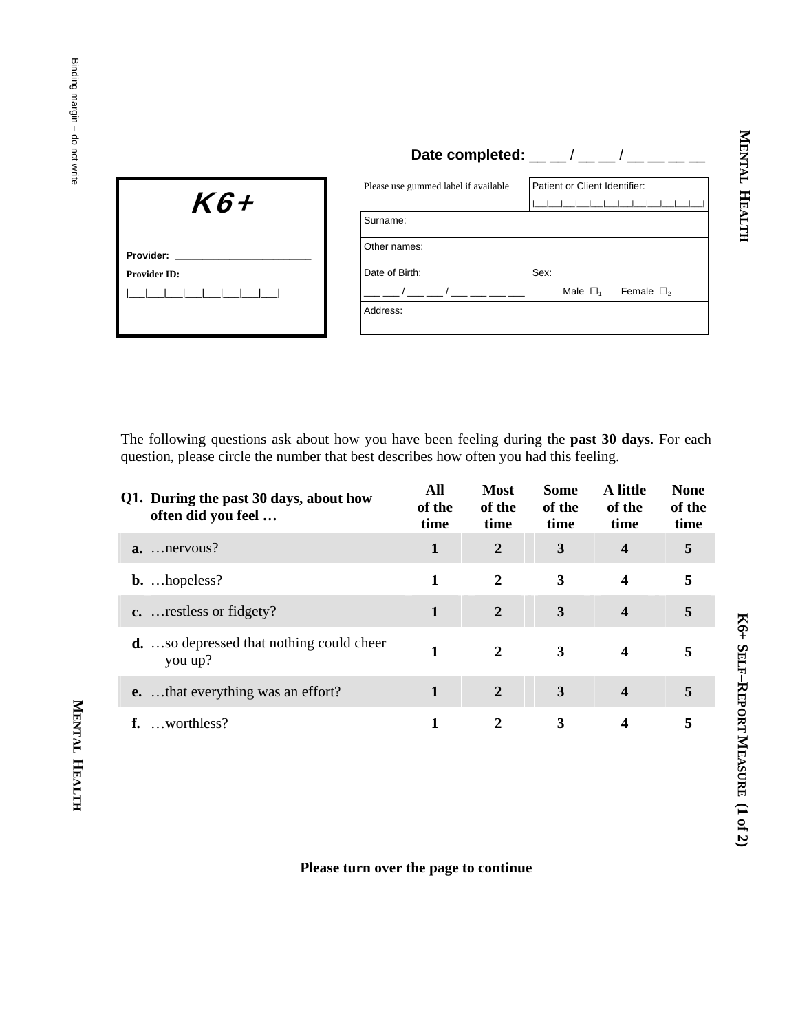# K6+

**Provider:** ____________________________

**Provider ID:**

|___|___|___|___|___|___|___|___|

**Date completed:** __ __ / __ __ / __ __ __ __

| Please use gummed label if available | Patient or Client Identifier: |
|---|---|
| Surname: | |
| Other names: | |
| Date of Birth: ___ ___ / ___ ___ / ___ ___ ___ ___ | Sex: Male ☐1 Female ☐2 |
| Address: | |

The following questions ask about how you have been feeling during the **past 30 days**. For each question, please circle the number that best describes how often you had this feeling.

| **Q1. During the past 30 days, about how often did you feel …** | **All of the time** | **Most of the time** | **Some of the time** | **A little of the time** | **None of the time** |
|---|---|---|---|---|---|
| **a.** …nervous? | **1** | **2** | **3** | **4** | **5** |
| **b.** …hopeless? | **1** | **2** | **3** | **4** | **5** |
| **c.** …restless or fidgety? | **1** | **2** | **3** | **4** | **5** |
| **d.** …so depressed that nothing could cheer you up? | **1** | **2** | **3** | **4** | **5** |
| **e.** …that everything was an effort? | **1** | **2** | **3** | **4** | **5** |
| **f.** …worthless? | **1** | **2** | **3** | **4** | **5** |

**Please turn over the page to continue**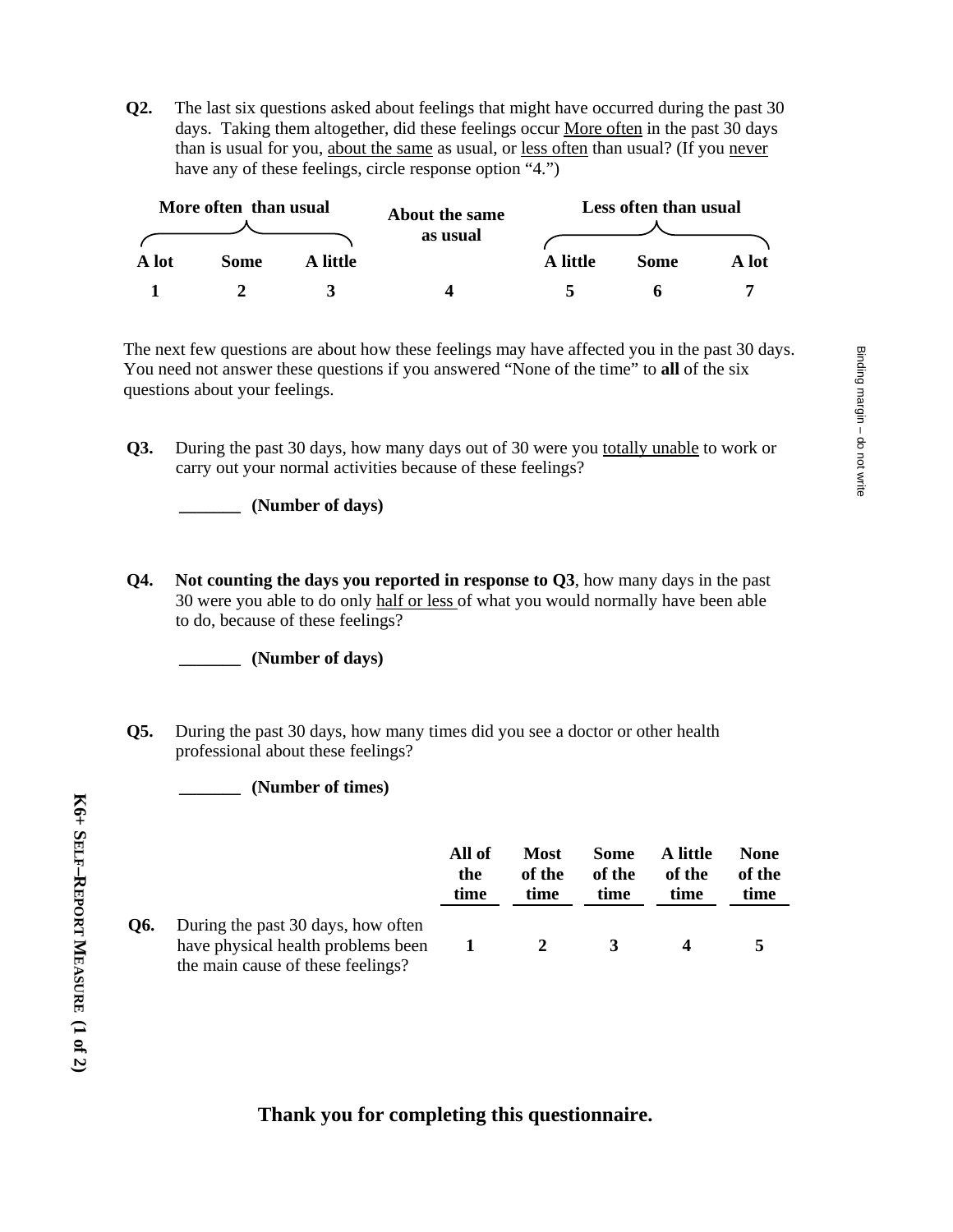**Q2.** The last six questions asked about feelings that might have occurred during the past 30 days. Taking them altogether, did these feelings occur More often in the past 30 days than is usual for you, about the same as usual, or less often than usual? (If you never have any of these feelings, circle response option "4.")

| More often than usual | | | About the same as usual | Less often than usual | | |
|---|---|---|---|---|---|---|
| **A lot** | **Some** | **A little** | | **A little** | **Some** | **A lot** |
| **1** | **2** | **3** | **4** | **5** | **6** | **7** |

The next few questions are about how these feelings may have affected you in the past 30 days. You need not answer these questions if you answered "None of the time" to **all** of the six questions about your feelings.

**Q3.** During the past 30 days, how many days out of 30 were you totally unable to work or carry out your normal activities because of these feelings?

_______ **(Number of days)**

**Q4.** **Not counting the days you reported in response to Q3**, how many days in the past 30 were you able to do only half or less of what you would normally have been able to do, because of these feelings?

_______ **(Number of days)**

**Q5.** During the past 30 days, how many times did you see a doctor or other health professional about these feelings?

_______ **(Number of times)**

| | | All of the time | Most of the time | Some of the time | A little of the time | None of the time |
|---|---|---|---|---|---|---|
| **Q6.** | During the past 30 days, how often have physical health problems been the main cause of these feelings? | **1** | **2** | **3** | **4** | **5** |

**Thank you for completing this questionnaire.**